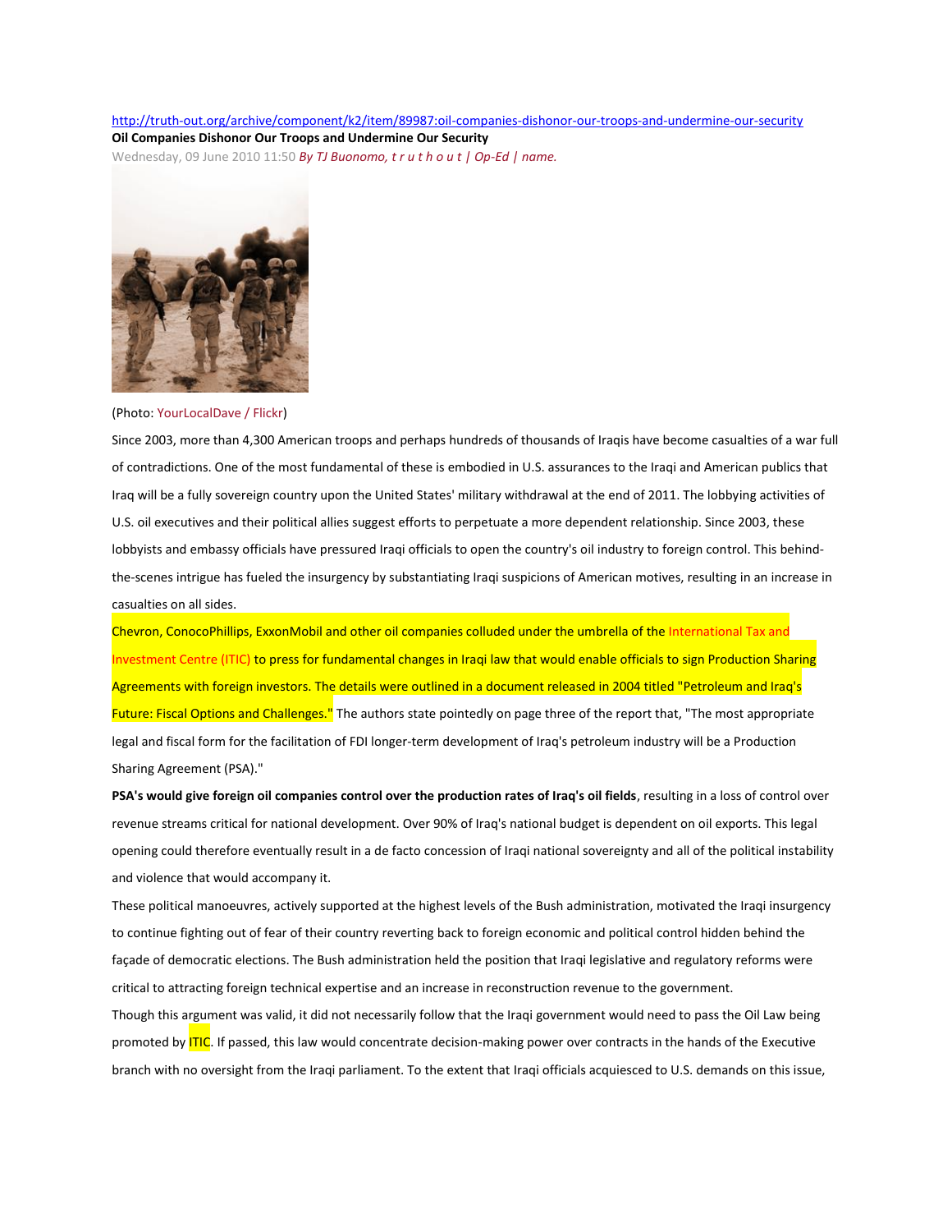http://truth-out.org/archive/component/k2/item/89987:oil-companies-dishonor-our-troops-and-undermine-our-security

**Oil Companies Dishonor Our Troops and Undermine Our Security**

Wednesday, 09 June 2010 11:50 *By TJ Buonomo, t r u t h o u t | Op-Ed | name.*

(Photo: YourLocalDave / Flickr)

Since 2003, more than 4,300 American troops and perhaps hundreds of thousands of Iraqis have become casualties of a war full of contradictions. One of the most fundamental of these is embodied in U.S. assurances to the Iraqi and American publics that Iraq will be a fully sovereign country upon the United States' military withdrawal at the end of 2011. The lobbying activities of U.S. oil executives and their political allies suggest efforts to perpetuate a more dependent relationship. Since 2003, these lobbyists and embassy officials have pressured Iraqi officials to open the country's oil industry to foreign control. This behind-the-scenes intrigue has fueled the insurgency by substantiating Iraqi suspicions of American motives, resulting in an increase in casualties on all sides.

Chevron, ConocoPhillips, ExxonMobil and other oil companies colluded under the umbrella of the International Tax and Investment Centre (ITIC) to press for fundamental changes in Iraqi law that would enable officials to sign Production Sharing Agreements with foreign investors. The details were outlined in a document released in 2004 titled "Petroleum and Iraq's Future: Fiscal Options and Challenges." The authors state pointedly on page three of the report that, "The most appropriate legal and fiscal form for the facilitation of FDI longer-term development of Iraq's petroleum industry will be a Production Sharing Agreement (PSA)."

**PSA's would give foreign oil companies control over the production rates of Iraq's oil fields**, resulting in a loss of control over revenue streams critical for national development. Over 90% of Iraq's national budget is dependent on oil exports. This legal opening could therefore eventually result in a de facto concession of Iraqi national sovereignty and all of the political instability and violence that would accompany it.

These political manoeuvres, actively supported at the highest levels of the Bush administration, motivated the Iraqi insurgency to continue fighting out of fear of their country reverting back to foreign economic and political control hidden behind the façade of democratic elections. The Bush administration held the position that Iraqi legislative and regulatory reforms were critical to attracting foreign technical expertise and an increase in reconstruction revenue to the government.

Though this argument was valid, it did not necessarily follow that the Iraqi government would need to pass the Oil Law being promoted by ITIC. If passed, this law would concentrate decision-making power over contracts in the hands of the Executive branch with no oversight from the Iraqi parliament. To the extent that Iraqi officials acquiesced to U.S. demands on this issue,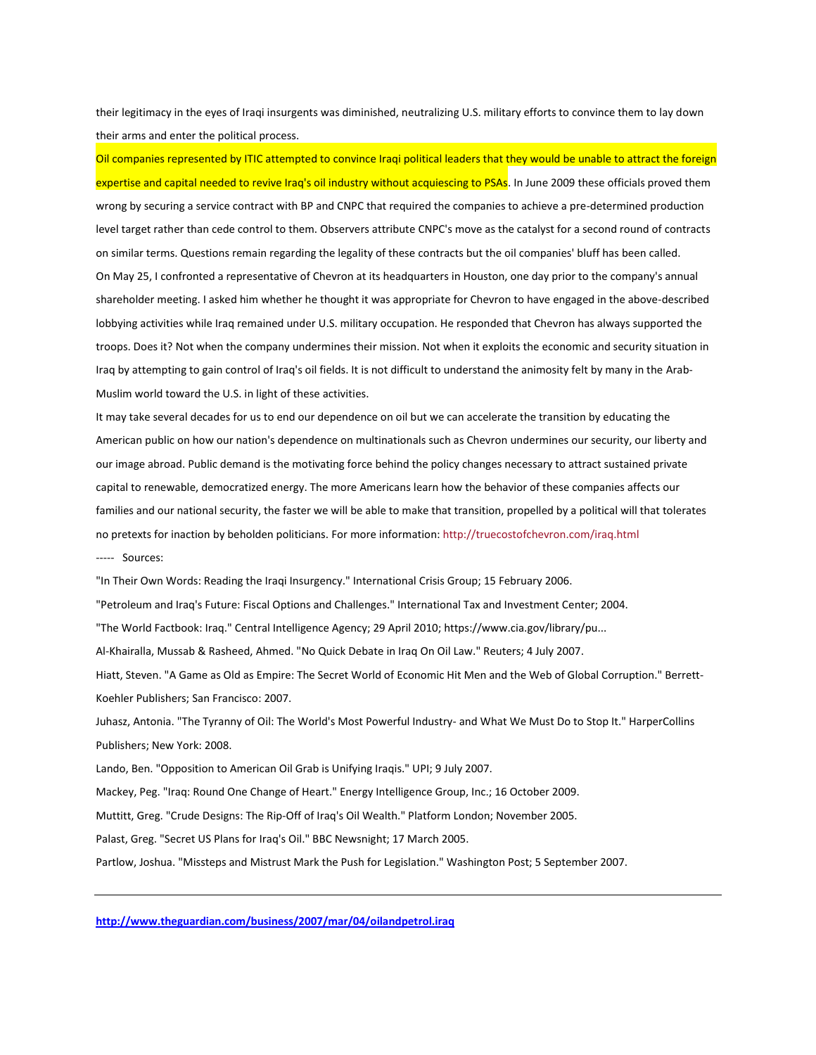their legitimacy in the eyes of Iraqi insurgents was diminished, neutralizing U.S. military efforts to convince them to lay down their arms and enter the political process.

Oil companies represented by ITIC attempted to convince Iraqi political leaders that they would be unable to attract the foreign expertise and capital needed to revive Iraq's oil industry without acquiescing to PSAs. In June 2009 these officials proved them wrong by securing a service contract with BP and CNPC that required the companies to achieve a pre-determined production level target rather than cede control to them. Observers attribute CNPC's move as the catalyst for a second round of contracts on similar terms. Questions remain regarding the legality of these contracts but the oil companies' bluff has been called.

On May 25, I confronted a representative of Chevron at its headquarters in Houston, one day prior to the company's annual shareholder meeting. I asked him whether he thought it was appropriate for Chevron to have engaged in the above-described lobbying activities while Iraq remained under U.S. military occupation. He responded that Chevron has always supported the troops. Does it? Not when the company undermines their mission. Not when it exploits the economic and security situation in Iraq by attempting to gain control of Iraq's oil fields. It is not difficult to understand the animosity felt by many in the Arab-Muslim world toward the U.S. in light of these activities.

It may take several decades for us to end our dependence on oil but we can accelerate the transition by educating the American public on how our nation's dependence on multinationals such as Chevron undermines our security, our liberty and our image abroad. Public demand is the motivating force behind the policy changes necessary to attract sustained private capital to renewable, democratized energy. The more Americans learn how the behavior of these companies affects our families and our national security, the faster we will be able to make that transition, propelled by a political will that tolerates no pretexts for inaction by beholden politicians. For more information: http://truecostofchevron.com/iraq.html

----- Sources:

"In Their Own Words: Reading the Iraqi Insurgency." International Crisis Group; 15 February 2006.

"Petroleum and Iraq's Future: Fiscal Options and Challenges." International Tax and Investment Center; 2004.

"The World Factbook: Iraq." Central Intelligence Agency; 29 April 2010; https://www.cia.gov/library/pu...

Al-Khairalla, Mussab & Rasheed, Ahmed. "No Quick Debate in Iraq On Oil Law." Reuters; 4 July 2007.

Hiatt, Steven. "A Game as Old as Empire: The Secret World of Economic Hit Men and the Web of Global Corruption." Berrett-Koehler Publishers; San Francisco: 2007.

Juhasz, Antonia. "The Tyranny of Oil: The World's Most Powerful Industry- and What We Must Do to Stop It." HarperCollins Publishers; New York: 2008.

Lando, Ben. "Opposition to American Oil Grab is Unifying Iraqis." UPI; 9 July 2007.

Mackey, Peg. "Iraq: Round One Change of Heart." Energy Intelligence Group, Inc.; 16 October 2009.

Muttitt, Greg. "Crude Designs: The Rip-Off of Iraq's Oil Wealth." Platform London; November 2005.

Palast, Greg. "Secret US Plans for Iraq's Oil." BBC Newsnight; 17 March 2005.

Partlow, Joshua. "Missteps and Mistrust Mark the Push for Legislation." Washington Post; 5 September 2007.

---

**http://www.theguardian.com/business/2007/mar/04/oilandpetrol.iraq**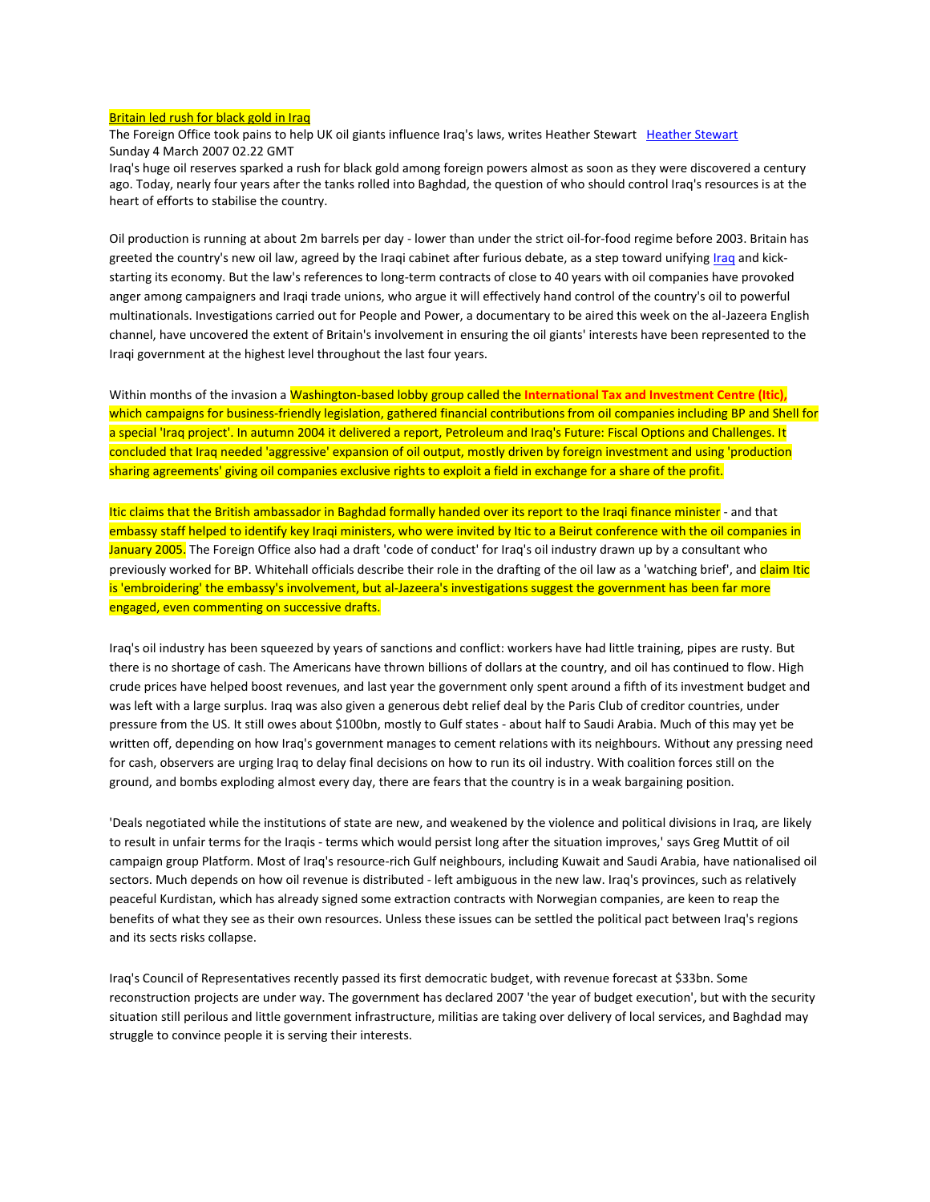Britain led rush for black gold in Iraq

The Foreign Office took pains to help UK oil giants influence Iraq's laws, writes Heather Stewart   Heather Stewart
Sunday 4 March 2007 02.22 GMT

Iraq's huge oil reserves sparked a rush for black gold among foreign powers almost as soon as they were discovered a century ago. Today, nearly four years after the tanks rolled into Baghdad, the question of who should control Iraq's resources is at the heart of efforts to stabilise the country.

Oil production is running at about 2m barrels per day - lower than under the strict oil-for-food regime before 2003. Britain has greeted the country's new oil law, agreed by the Iraqi cabinet after furious debate, as a step toward unifying Iraq and kick-starting its economy. But the law's references to long-term contracts of close to 40 years with oil companies have provoked anger among campaigners and Iraqi trade unions, who argue it will effectively hand control of the country's oil to powerful multinationals. Investigations carried out for People and Power, a documentary to be aired this week on the al-Jazeera English channel, have uncovered the extent of Britain's involvement in ensuring the oil giants' interests have been represented to the Iraqi government at the highest level throughout the last four years.

Within months of the invasion a Washington-based lobby group called the **International Tax and Investment Centre (Itic),** which campaigns for business-friendly legislation, gathered financial contributions from oil companies including BP and Shell for a special 'Iraq project'. In autumn 2004 it delivered a report, Petroleum and Iraq's Future: Fiscal Options and Challenges. It concluded that Iraq needed 'aggressive' expansion of oil output, mostly driven by foreign investment and using 'production sharing agreements' giving oil companies exclusive rights to exploit a field in exchange for a share of the profit.

Itic claims that the British ambassador in Baghdad formally handed over its report to the Iraqi finance minister - and that embassy staff helped to identify key Iraqi ministers, who were invited by Itic to a Beirut conference with the oil companies in January 2005. The Foreign Office also had a draft 'code of conduct' for Iraq's oil industry drawn up by a consultant who previously worked for BP. Whitehall officials describe their role in the drafting of the oil law as a 'watching brief', and claim Itic is 'embroidering' the embassy's involvement, but al-Jazeera's investigations suggest the government has been far more engaged, even commenting on successive drafts.

Iraq's oil industry has been squeezed by years of sanctions and conflict: workers have had little training, pipes are rusty. But there is no shortage of cash. The Americans have thrown billions of dollars at the country, and oil has continued to flow. High crude prices have helped boost revenues, and last year the government only spent around a fifth of its investment budget and was left with a large surplus. Iraq was also given a generous debt relief deal by the Paris Club of creditor countries, under pressure from the US. It still owes about $100bn, mostly to Gulf states - about half to Saudi Arabia. Much of this may yet be written off, depending on how Iraq's government manages to cement relations with its neighbours. Without any pressing need for cash, observers are urging Iraq to delay final decisions on how to run its oil industry. With coalition forces still on the ground, and bombs exploding almost every day, there are fears that the country is in a weak bargaining position.

'Deals negotiated while the institutions of state are new, and weakened by the violence and political divisions in Iraq, are likely to result in unfair terms for the Iraqis - terms which would persist long after the situation improves,' says Greg Muttit of oil campaign group Platform. Most of Iraq's resource-rich Gulf neighbours, including Kuwait and Saudi Arabia, have nationalised oil sectors. Much depends on how oil revenue is distributed - left ambiguous in the new law. Iraq's provinces, such as relatively peaceful Kurdistan, which has already signed some extraction contracts with Norwegian companies, are keen to reap the benefits of what they see as their own resources. Unless these issues can be settled the political pact between Iraq's regions and its sects risks collapse.

Iraq's Council of Representatives recently passed its first democratic budget, with revenue forecast at $33bn. Some reconstruction projects are under way. The government has declared 2007 'the year of budget execution', but with the security situation still perilous and little government infrastructure, militias are taking over delivery of local services, and Baghdad may struggle to convince people it is serving their interests.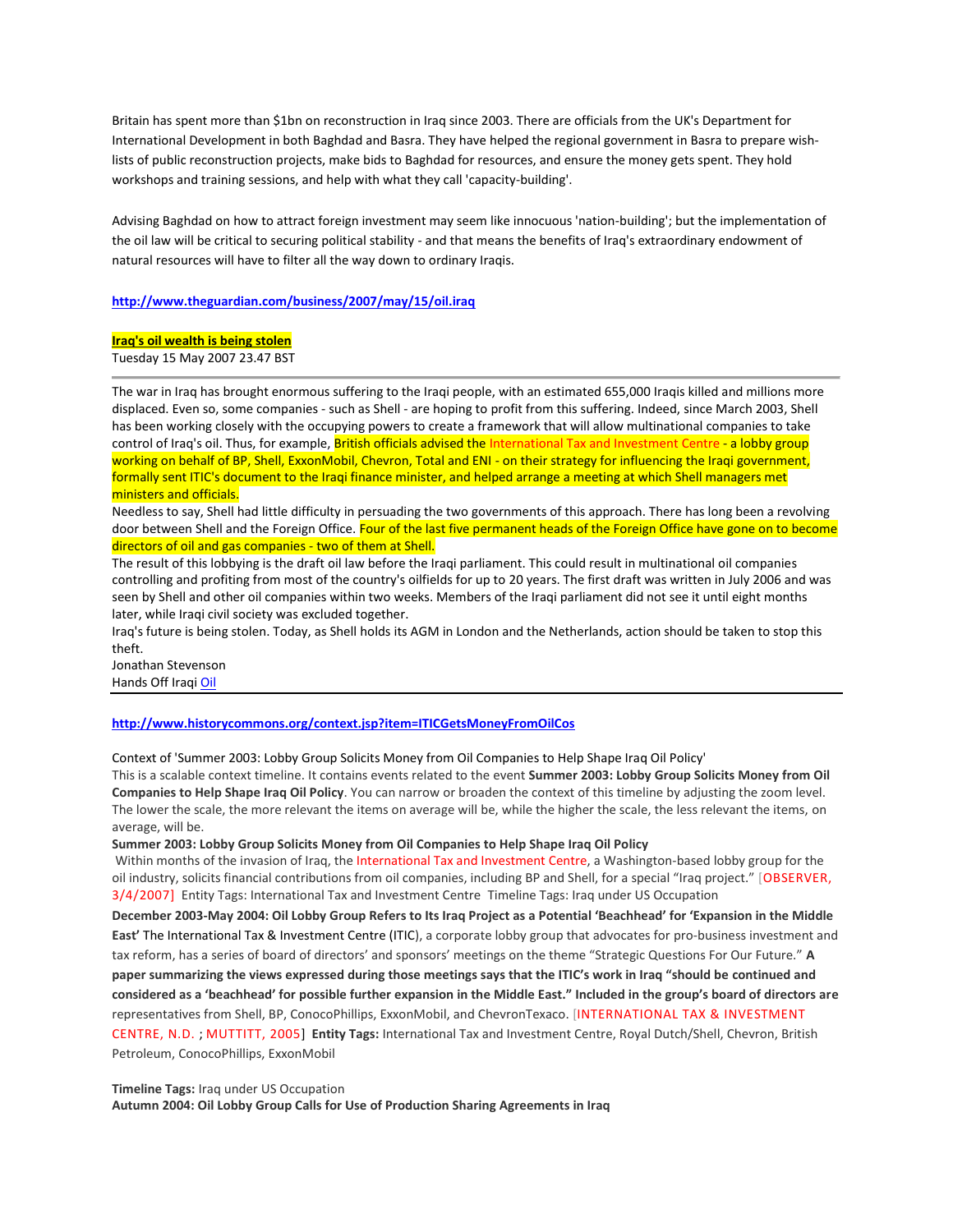Britain has spent more than $1bn on reconstruction in Iraq since 2003. There are officials from the UK's Department for International Development in both Baghdad and Basra. They have helped the regional government in Basra to prepare wish-lists of public reconstruction projects, make bids to Baghdad for resources, and ensure the money gets spent. They hold workshops and training sessions, and help with what they call 'capacity-building'.

Advising Baghdad on how to attract foreign investment may seem like innocuous 'nation-building'; but the implementation of the oil law will be critical to securing political stability - and that means the benefits of Iraq's extraordinary endowment of natural resources will have to filter all the way down to ordinary Iraqis.

**http://www.theguardian.com/business/2007/may/15/oil.iraq**

**Iraq's oil wealth is being stolen**
Tuesday 15 May 2007 23.47 BST

---

The war in Iraq has brought enormous suffering to the Iraqi people, with an estimated 655,000 Iraqis killed and millions more displaced. Even so, some companies - such as Shell - are hoping to profit from this suffering. Indeed, since March 2003, Shell has been working closely with the occupying powers to create a framework that will allow multinational companies to take control of Iraq's oil. Thus, for example, British officials advised the International Tax and Investment Centre - a lobby group working on behalf of BP, Shell, ExxonMobil, Chevron, Total and ENI - on their strategy for influencing the Iraqi government, formally sent ITIC's document to the Iraqi finance minister, and helped arrange a meeting at which Shell managers met ministers and officials.
Needless to say, Shell had little difficulty in persuading the two governments of this approach. There has long been a revolving door between Shell and the Foreign Office. Four of the last five permanent heads of the Foreign Office have gone on to become directors of oil and gas companies - two of them at Shell.
The result of this lobbying is the draft oil law before the Iraqi parliament. This could result in multinational oil companies controlling and profiting from most of the country's oilfields for up to 20 years. The first draft was written in July 2006 and was seen by Shell and other oil companies within two weeks. Members of the Iraqi parliament did not see it until eight months later, while Iraqi civil society was excluded together.
Iraq's future is being stolen. Today, as Shell holds its AGM in London and the Netherlands, action should be taken to stop this theft.
Jonathan Stevenson
Hands Off Iraqi Oil

---

**http://www.historycommons.org/context.jsp?item=ITICGetsMoneyFromOilCos**

Context of 'Summer 2003: Lobby Group Solicits Money from Oil Companies to Help Shape Iraq Oil Policy'
This is a scalable context timeline. It contains events related to the event **Summer 2003: Lobby Group Solicits Money from Oil Companies to Help Shape Iraq Oil Policy**. You can narrow or broaden the context of this timeline by adjusting the zoom level. The lower the scale, the more relevant the items on average will be, while the higher the scale, the less relevant the items, on average, will be.

**Summer 2003: Lobby Group Solicits Money from Oil Companies to Help Shape Iraq Oil Policy**
Within months of the invasion of Iraq, the International Tax and Investment Centre, a Washington-based lobby group for the oil industry, solicits financial contributions from oil companies, including BP and Shell, for a special "Iraq project." [OBSERVER, 3/4/2007] Entity Tags: International Tax and Investment Centre Timeline Tags: Iraq under US Occupation

**December 2003-May 2004: Oil Lobby Group Refers to Its Iraq Project as a Potential 'Beachhead' for 'Expansion in the Middle East'** The International Tax & Investment Centre (ITIC), a corporate lobby group that advocates for pro-business investment and tax reform, has a series of board of directors' and sponsors' meetings on the theme "Strategic Questions For Our Future." **A paper summarizing the views expressed during those meetings says that the ITIC's work in Iraq "should be continued and considered as a 'beachhead' for possible further expansion in the Middle East." Included in the group's board of directors are** representatives from Shell, BP, ConocoPhillips, ExxonMobil, and ChevronTexaco. [INTERNATIONAL TAX & INVESTMENT CENTRE, N.D. ; MUTTITT, 2005] **Entity Tags:** International Tax and Investment Centre, Royal Dutch/Shell, Chevron, British Petroleum, ConocoPhillips, ExxonMobil

**Timeline Tags:** Iraq under US Occupation
**Autumn 2004: Oil Lobby Group Calls for Use of Production Sharing Agreements in Iraq**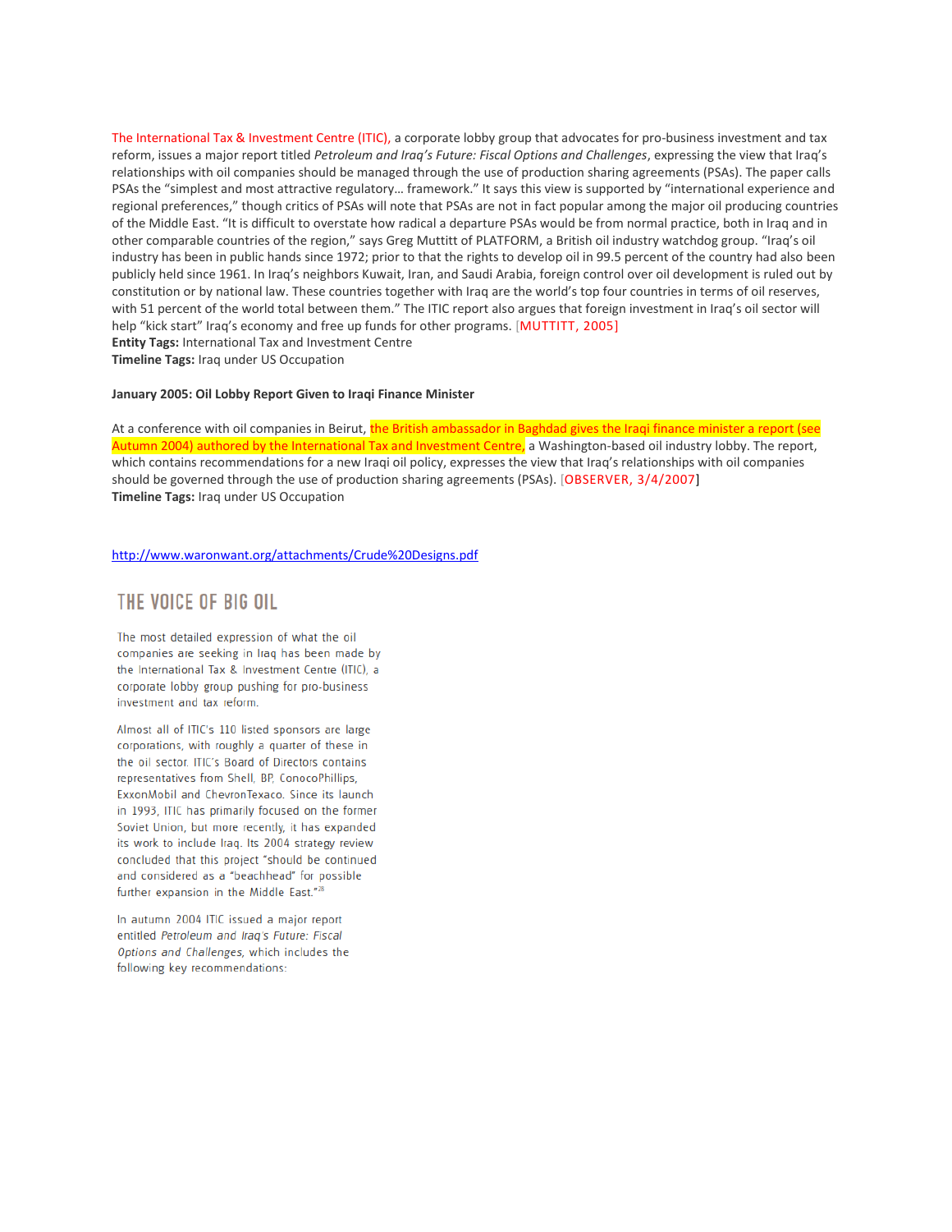The International Tax & Investment Centre (ITIC), a corporate lobby group that advocates for pro-business investment and tax reform, issues a major report titled *Petroleum and Iraq's Future: Fiscal Options and Challenges*, expressing the view that Iraq's relationships with oil companies should be managed through the use of production sharing agreements (PSAs). The paper calls PSAs the "simplest and most attractive regulatory… framework." It says this view is supported by "international experience and regional preferences," though critics of PSAs will note that PSAs are not in fact popular among the major oil producing countries of the Middle East. "It is difficult to overstate how radical a departure PSAs would be from normal practice, both in Iraq and in other comparable countries of the region," says Greg Muttitt of PLATFORM, a British oil industry watchdog group. "Iraq's oil industry has been in public hands since 1972; prior to that the rights to develop oil in 99.5 percent of the country had also been publicly held since 1961. In Iraq's neighbors Kuwait, Iran, and Saudi Arabia, foreign control over oil development is ruled out by constitution or by national law. These countries together with Iraq are the world's top four countries in terms of oil reserves, with 51 percent of the world total between them." The ITIC report also argues that foreign investment in Iraq's oil sector will help "kick start" Iraq's economy and free up funds for other programs. [MUTTITT, 2005]
**Entity Tags:** International Tax and Investment Centre
**Timeline Tags:** Iraq under US Occupation

**January 2005: Oil Lobby Report Given to Iraqi Finance Minister**

At a conference with oil companies in Beirut, the British ambassador in Baghdad gives the Iraqi finance minister a report (see Autumn 2004) authored by the International Tax and Investment Centre, a Washington-based oil industry lobby. The report, which contains recommendations for a new Iraqi oil policy, expresses the view that Iraq's relationships with oil companies should be governed through the use of production sharing agreements (PSAs). [OBSERVER, 3/4/2007]
**Timeline Tags:** Iraq under US Occupation

http://www.waronwant.org/attachments/Crude%20Designs.pdf

## THE VOICE OF BIG OIL

The most detailed expression of what the oil companies are seeking in Iraq has been made by the International Tax & Investment Centre (ITIC), a corporate lobby group pushing for pro-business investment and tax reform.

Almost all of ITIC's 110 listed sponsors are large corporations, with roughly a quarter of these in the oil sector. ITIC's Board of Directors contains representatives from Shell, BP, ConocoPhillips, ExxonMobil and ChevronTexaco. Since its launch in 1993, ITIC has primarily focused on the former Soviet Union, but more recently, it has expanded its work to include Iraq. Its 2004 strategy review concluded that this project "should be continued and considered as a "beachhead" for possible further expansion in the Middle East."[28]

In autumn 2004 ITIC issued a major report entitled *Petroleum and Iraq's Future: Fiscal Options and Challenges*, which includes the following key recommendations: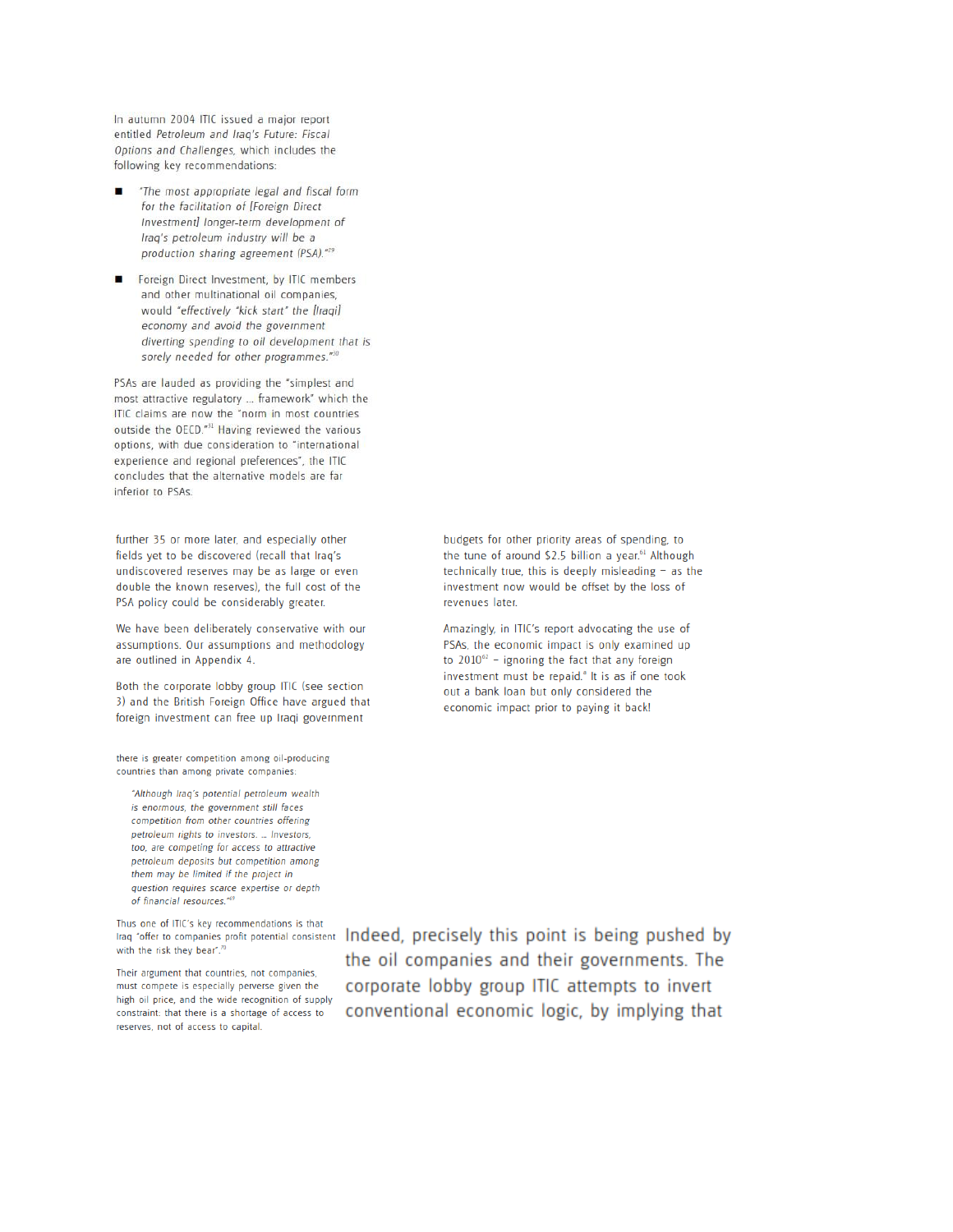In autumn 2004 ITIC issued a major report entitled *Petroleum and Iraq's Future: Fiscal Options and Challenges*, which includes the following key recommendations:

- *"The most appropriate legal and fiscal form for the facilitation of [Foreign Direct Investment] longer-term development of Iraq's petroleum industry will be a production sharing agreement (PSA)."*[29]
- Foreign Direct Investment, by ITIC members and other multinational oil companies, would *"effectively 'kick start' the [Iraqi] economy and avoid the government diverting spending to oil development that is sorely needed for other programmes."*[30]

PSAs are lauded as providing the "simplest and most attractive regulatory ... framework" which the ITIC claims are now the "norm in most countries outside the OECD."[31] Having reviewed the various options, with due consideration to "international experience and regional preferences", the ITIC concludes that the alternative models are far inferior to PSAs.

further 35 or more later, and especially other fields yet to be discovered (recall that Iraq's undiscovered reserves may be as large or even double the known reserves), the full cost of the PSA policy could be considerably greater.

We have been deliberately conservative with our assumptions. Our assumptions and methodology are outlined in Appendix 4.

Both the corporate lobby group ITIC (see section 3) and the British Foreign Office have argued that foreign investment can free up Iraqi government budgets for other priority areas of spending, to the tune of around $2.5 billion a year.[61] Although technically true, this is deeply misleading – as the investment now would be offset by the loss of revenues later.

Amazingly, in ITIC's report advocating the use of PSAs, the economic impact is only examined up to 2010[62] – ignoring the fact that any foreign investment must be repaid.[a] It is as if one took out a bank loan but only considered the economic impact prior to paying it back!

there is greater competition among oil-producing countries than among private companies:

> *"Although Iraq's potential petroleum wealth is enormous, the government still faces competition from other countries offering petroleum rights to investors. ... Investors, too, are competing for access to attractive petroleum deposits but competition among them may be limited if the project in question requires scarce expertise or depth of financial resources."*[69]

Thus one of ITIC's key recommendations is that Iraq "offer to companies profit potential consistent with the risk they bear".[70]

Their argument that countries, not companies, must compete is especially perverse given the high oil price, and the wide recognition of supply constraint: that there is a shortage of access to reserves, not of access to capital.

Indeed, precisely this point is being pushed by the oil companies and their governments. The corporate lobby group ITIC attempts to invert conventional economic logic, by implying that